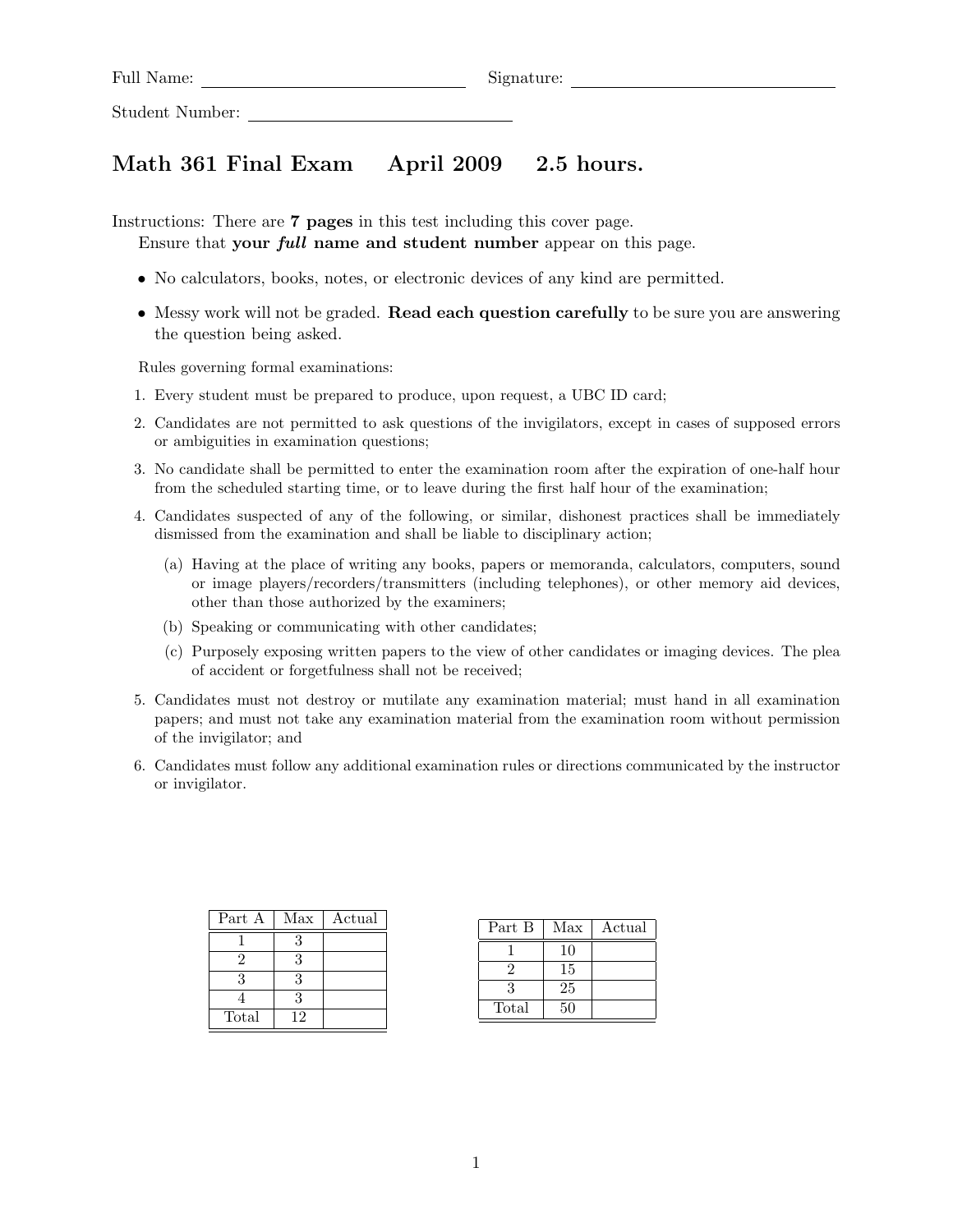Full Name: ______________________ Signature: ______________________

Student Number: ______________________

# Math 361 Final Exam April 2009 2.5 hours.

Instructions: There are **7 pages** in this test including this cover page.
Ensure that **your *full* name and student number** appear on this page.

- No calculators, books, notes, or electronic devices of any kind are permitted.
- Messy work will not be graded. **Read each question carefully** to be sure you are answering the question being asked.

Rules governing formal examinations:

1. Every student must be prepared to produce, upon request, a UBC ID card;
2. Candidates are not permitted to ask questions of the invigilators, except in cases of supposed errors or ambiguities in examination questions;
3. No candidate shall be permitted to enter the examination room after the expiration of one-half hour from the scheduled starting time, or to leave during the first half hour of the examination;
4. Candidates suspected of any of the following, or similar, dishonest practices shall be immediately dismissed from the examination and shall be liable to disciplinary action;
   (a) Having at the place of writing any books, papers or memoranda, calculators, computers, sound or image players/recorders/transmitters (including telephones), or other memory aid devices, other than those authorized by the examiners;
   (b) Speaking or communicating with other candidates;
   (c) Purposely exposing written papers to the view of other candidates or imaging devices. The plea of accident or forgetfulness shall not be received;
5. Candidates must not destroy or mutilate any examination material; must hand in all examination papers; and must not take any examination material from the examination room without permission of the invigilator; and
6. Candidates must follow any additional examination rules or directions communicated by the instructor or invigilator.

| Part A | Max | Actual |
|---|---|---|
| 1 | 3 | |
| 2 | 3 | |
| 3 | 3 | |
| 4 | 3 | |
| Total | 12 | |

| Part B | Max | Actual |
|---|---|---|
| 1 | 10 | |
| 2 | 15 | |
| 3 | 25 | |
| Total | 50 | |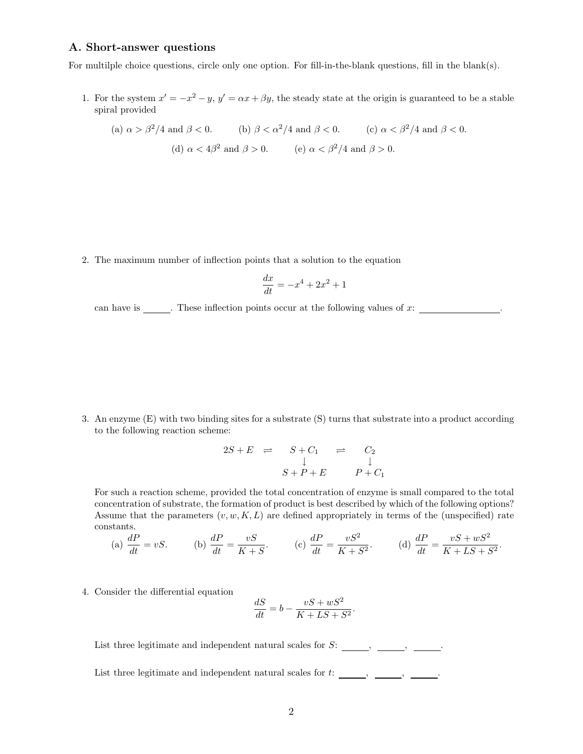## A. Short-answer questions

For multilple choice questions, circle only one option. For fill-in-the-blank questions, fill in the blank(s).

1. For the system $x' = -x^2 - y$, $y' = \alpha x + \beta y$, the steady state at the origin is guaranteed to be a stable spiral provided

   (a) $\alpha > \beta^2/4$ and $\beta < 0$. (b) $\beta < \alpha^2/4$ and $\beta < 0$. (c) $\alpha < \beta^2/4$ and $\beta < 0$.

   (d) $\alpha < 4\beta^2$ and $\beta > 0$. (e) $\alpha < \beta^2/4$ and $\beta > 0$.

2. The maximum number of inflection points that a solution to the equation

$$\frac{dx}{dt} = -x^4 + 2x^2 + 1$$

   can have is \_\_\_\_\_\_. These inflection points occur at the following values of $x$: \_\_\_\_\_\_\_\_\_\_\_\_\_\_\_\_\_\_.

3. An enzyme (E) with two binding sites for a substrate (S) turns that substrate into a product according to the following reaction scheme:

$$\begin{array}{ccccc} 2S + E & \rightleftharpoons & S + C_1 & \rightleftharpoons & C_2 \\ & & \downarrow & & \downarrow \\ & & S + P + E & & P + C_1 \end{array}$$

   For such a reaction scheme, provided the total concentration of enzyme is small compared to the total concentration of substrate, the formation of product is best described by which of the following options? Assume that the parameters $(v, w, K, L)$ are defined appropriately in terms of the (unspecified) rate constants.

   (a) $\dfrac{dP}{dt} = vS$. (b) $\dfrac{dP}{dt} = \dfrac{vS}{K+S}$. (c) $\dfrac{dP}{dt} = \dfrac{vS^2}{K+S^2}$. (d) $\dfrac{dP}{dt} = \dfrac{vS + wS^2}{K + LS + S^2}$.

4. Consider the differential equation

$$\frac{dS}{dt} = b - \frac{vS + wS^2}{K + LS + S^2}.$$

   List three legitimate and independent natural scales for $S$: \_\_\_\_\_\_, \_\_\_\_\_\_, \_\_\_\_\_\_.

   List three legitimate and independent natural scales for $t$: \_\_\_\_\_\_, \_\_\_\_\_\_, \_\_\_\_\_\_.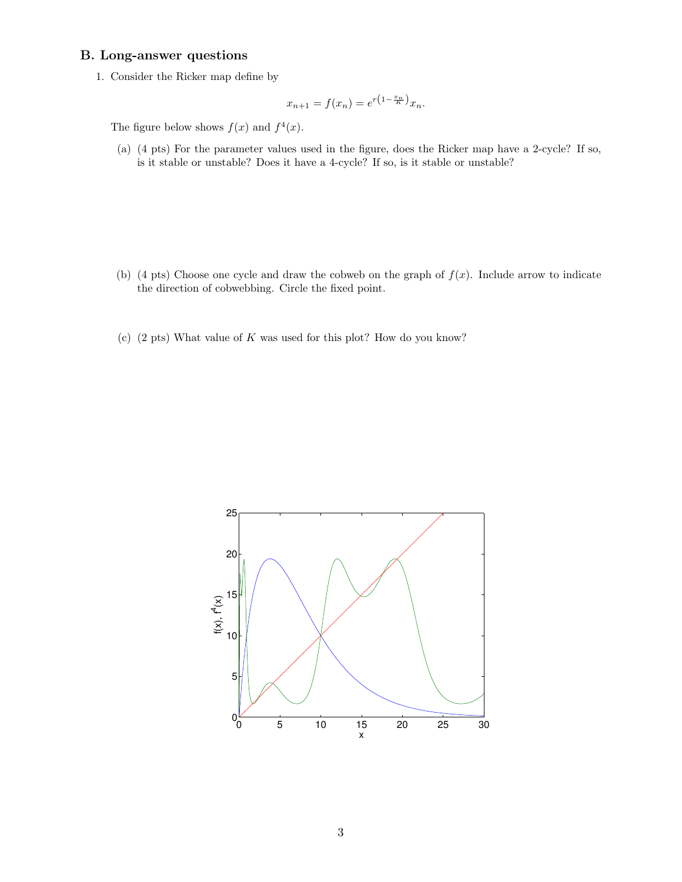## B. Long-answer questions

1. Consider the Ricker map define by

$$x_{n+1} = f(x_n) = e^{r\left(1-\frac{x_n}{K}\right)} x_n.$$

The figure below shows $f(x)$ and $f^4(x)$.

(a) (4 pts) For the parameter values used in the figure, does the Ricker map have a 2-cycle? If so, is it stable or unstable? Does it have a 4-cycle? If so, is it stable or unstable?

(b) (4 pts) Choose one cycle and draw the cobweb on the graph of $f(x)$. Include arrow to indicate the direction of cobwebbing. Circle the fixed point.

(c) (2 pts) What value of $K$ was used for this plot? How do you know?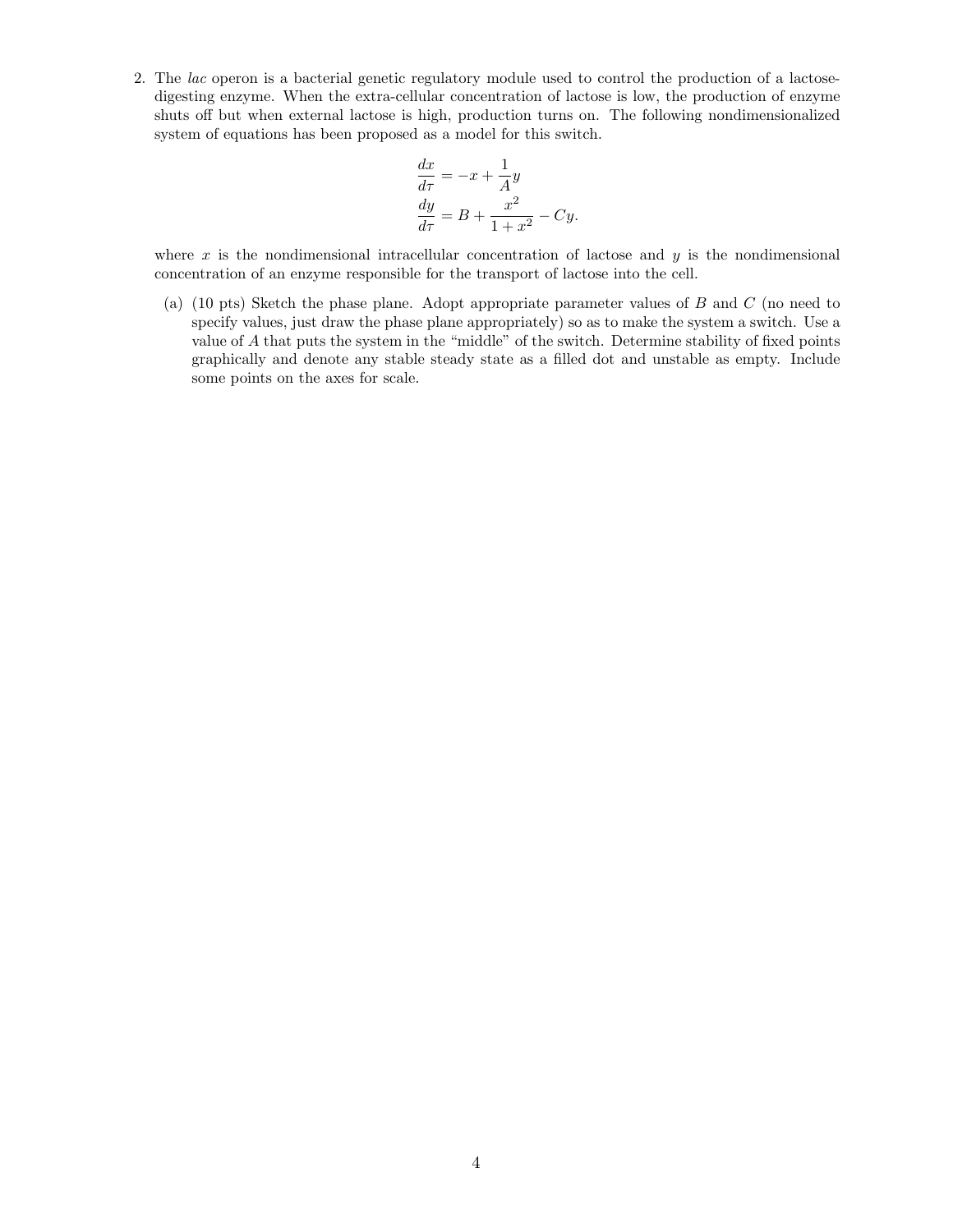2. The *lac* operon is a bacterial genetic regulatory module used to control the production of a lactose-digesting enzyme. When the extra-cellular concentration of lactose is low, the production of enzyme shuts off but when external lactose is high, production turns on. The following nondimensionalized system of equations has been proposed as a model for this switch.

$$
\begin{aligned}
\frac{dx}{d\tau} &= -x + \frac{1}{A}y \\
\frac{dy}{d\tau} &= B + \frac{x^2}{1+x^2} - Cy.
\end{aligned}
$$

where $x$ is the nondimensional intracellular concentration of lactose and $y$ is the nondimensional concentration of an enzyme responsible for the transport of lactose into the cell.

(a) (10 pts) Sketch the phase plane. Adopt appropriate parameter values of $B$ and $C$ (no need to specify values, just draw the phase plane appropriately) so as to make the system a switch. Use a value of $A$ that puts the system in the "middle" of the switch. Determine stability of fixed points graphically and denote any stable steady state as a filled dot and unstable as empty. Include some points on the axes for scale.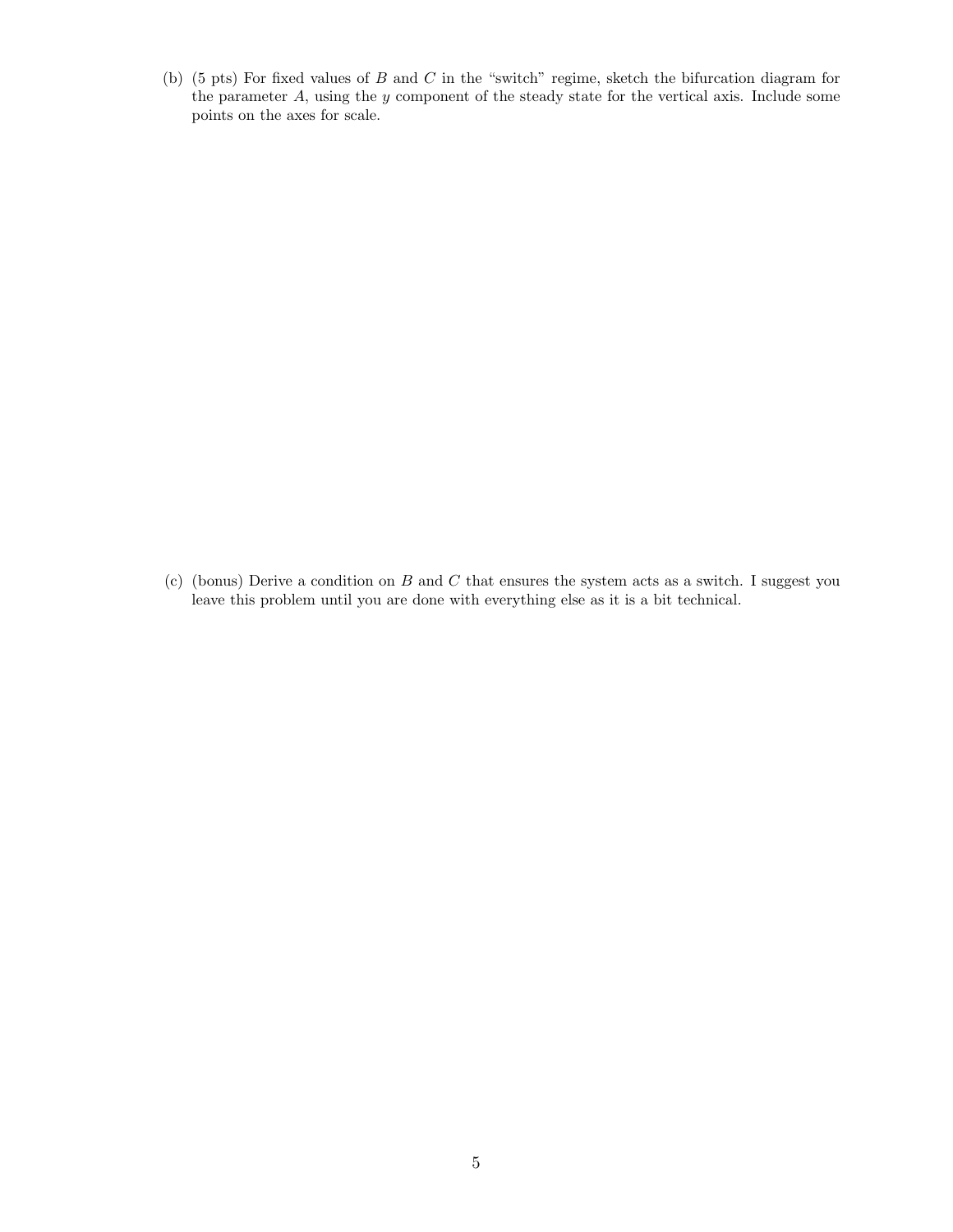(b) (5 pts) For fixed values of $B$ and $C$ in the "switch" regime, sketch the bifurcation diagram for the parameter $A$, using the $y$ component of the steady state for the vertical axis. Include some points on the axes for scale.

(c) (bonus) Derive a condition on $B$ and $C$ that ensures the system acts as a switch. I suggest you leave this problem until you are done with everything else as it is a bit technical.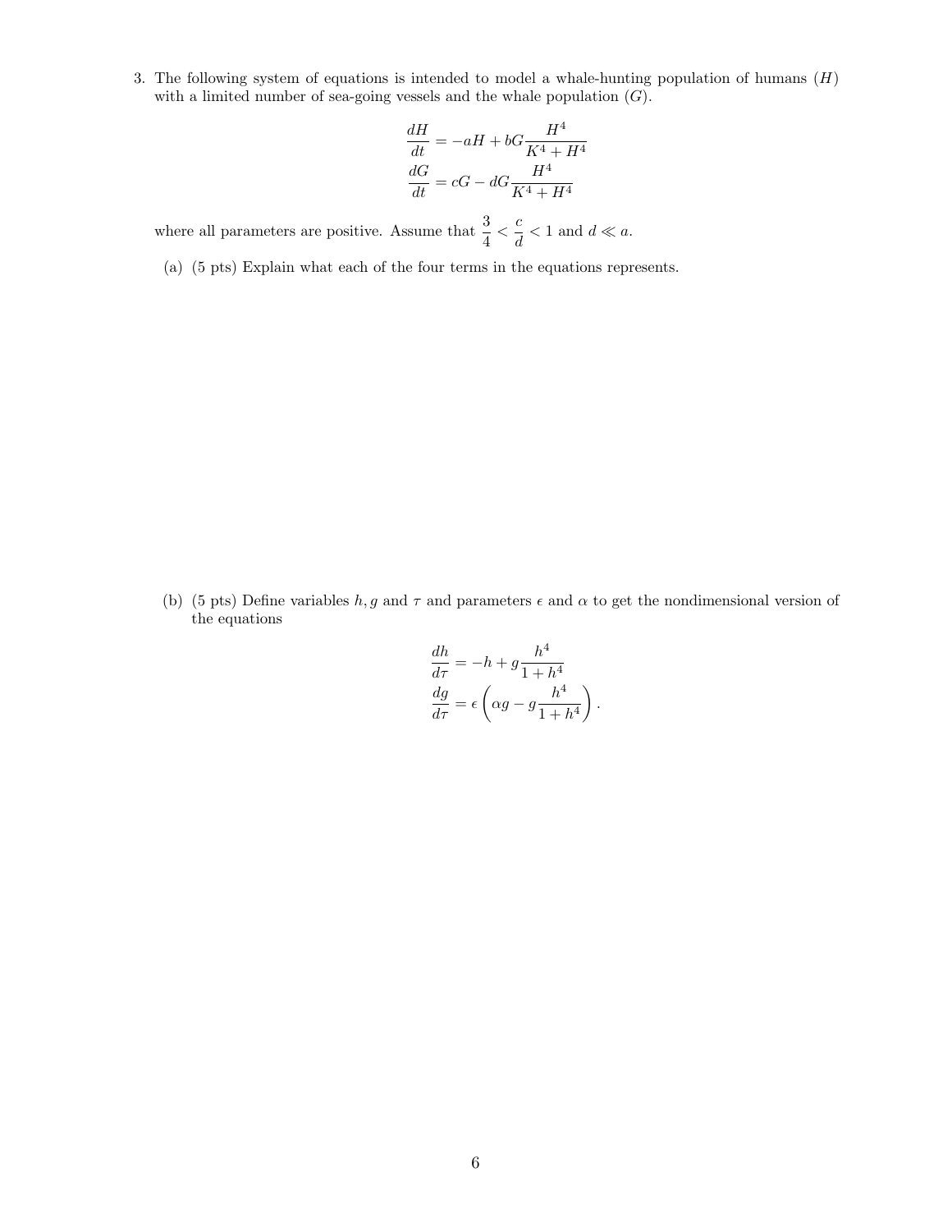3. The following system of equations is intended to model a whale-hunting population of humans ($H$) with a limited number of sea-going vessels and the whale population ($G$).

$$\frac{dH}{dt} = -aH + bG\frac{H^4}{K^4 + H^4}$$
$$\frac{dG}{dt} = cG - dG\frac{H^4}{K^4 + H^4}$$

where all parameters are positive. Assume that $\frac{3}{4} < \frac{c}{d} < 1$ and $d \ll a$.

(a) (5 pts) Explain what each of the four terms in the equations represents.

(b) (5 pts) Define variables $h, g$ and $\tau$ and parameters $\epsilon$ and $\alpha$ to get the nondimensional version of the equations

$$\frac{dh}{d\tau} = -h + g\frac{h^4}{1 + h^4}$$
$$\frac{dg}{d\tau} = \epsilon\left(\alpha g - g\frac{h^4}{1 + h^4}\right).$$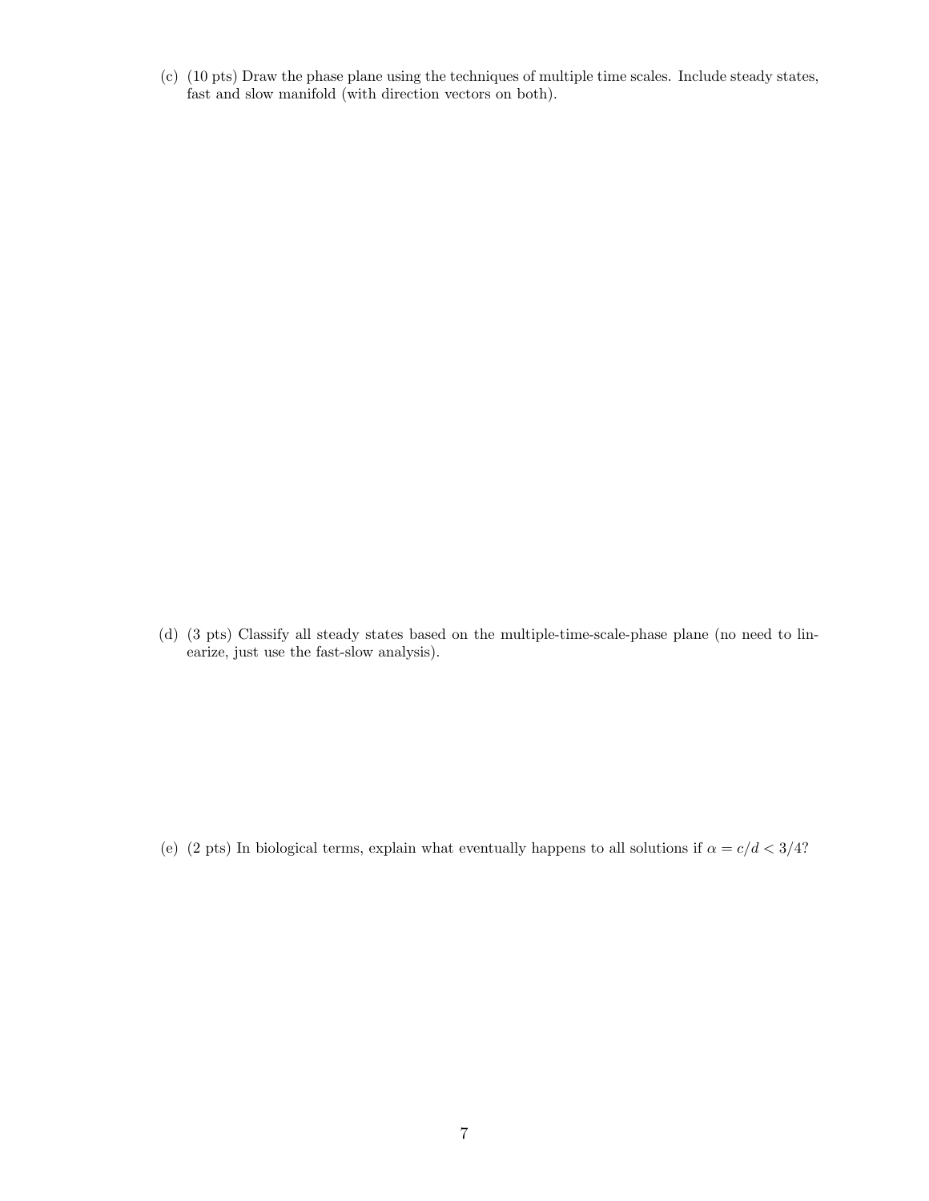(c) (10 pts) Draw the phase plane using the techniques of multiple time scales. Include steady states, fast and slow manifold (with direction vectors on both).

(d) (3 pts) Classify all steady states based on the multiple-time-scale-phase plane (no need to linearize, just use the fast-slow analysis).

(e) (2 pts) In biological terms, explain what eventually happens to all solutions if $\alpha = c/d < 3/4$?